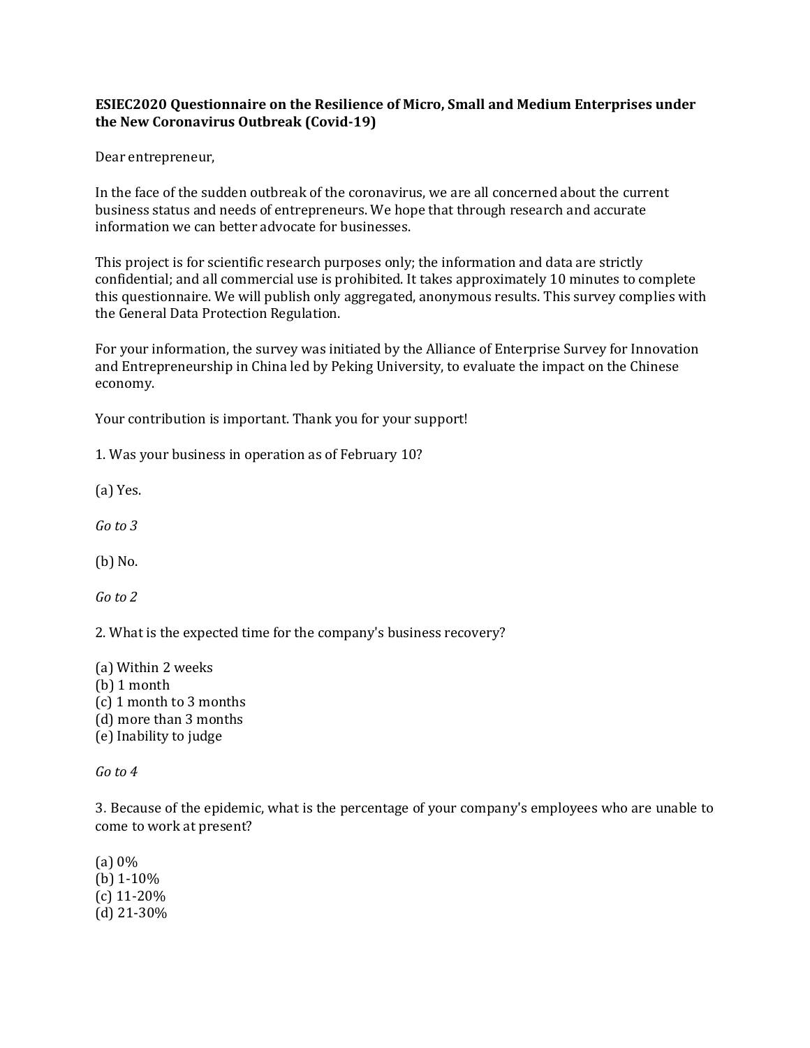**ESIEC2020 Questionnaire on the Resilience of Micro, Small and Medium Enterprises under the New Coronavirus Outbreak (Covid-19)**

Dear entrepreneur,

In the face of the sudden outbreak of the coronavirus, we are all concerned about the current business status and needs of entrepreneurs. We hope that through research and accurate information we can better advocate for businesses.

This project is for scientific research purposes only; the information and data are strictly confidential; and all commercial use is prohibited. It takes approximately 10 minutes to complete this questionnaire. We will publish only aggregated, anonymous results. This survey complies with the General Data Protection Regulation.

For your information, the survey was initiated by the Alliance of Enterprise Survey for Innovation and Entrepreneurship in China led by Peking University, to evaluate the impact on the Chinese economy.

Your contribution is important. Thank you for your support!

1. Was your business in operation as of February 10?

(a) Yes.

*Go to 3*

(b) No.

*Go to 2*

2. What is the expected time for the company's business recovery?

(a) Within 2 weeks
(b) 1 month
(c) 1 month to 3 months
(d) more than 3 months
(e) Inability to judge

*Go to 4*

3. Because of the epidemic, what is the percentage of your company's employees who are unable to come to work at present?

(a) 0%
(b) 1-10%
(c) 11-20%
(d) 21-30%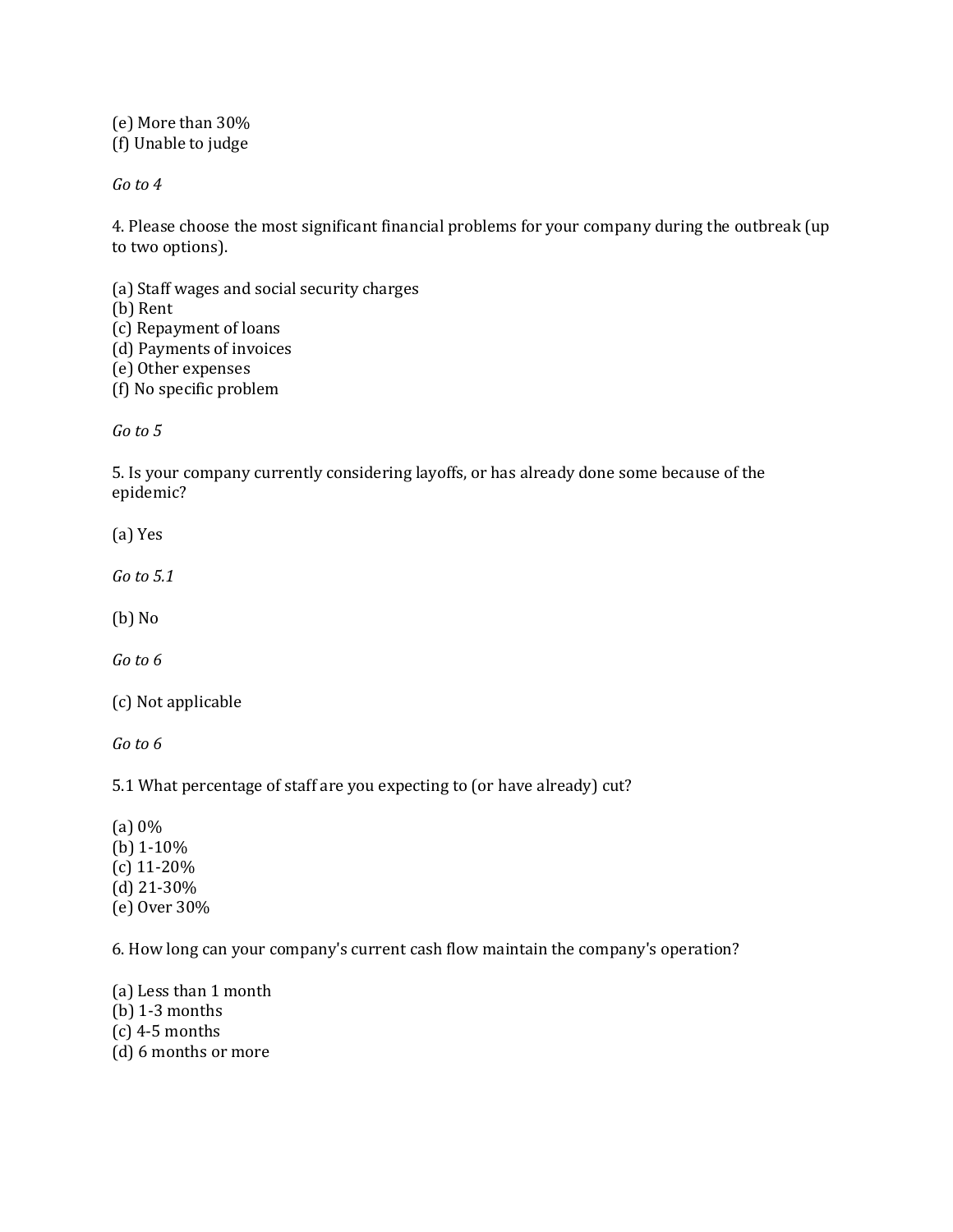(e) More than 30%
(f) Unable to judge

*Go to 4*

4. Please choose the most significant financial problems for your company during the outbreak (up to two options).

(a) Staff wages and social security charges
(b) Rent
(c) Repayment of loans
(d) Payments of invoices
(e) Other expenses
(f) No specific problem

*Go to 5*

5. Is your company currently considering layoffs, or has already done some because of the epidemic?

(a) Yes

*Go to 5.1*

(b) No

*Go to 6*

(c) Not applicable

*Go to 6*

5.1 What percentage of staff are you expecting to (or have already) cut?

(a) 0%
(b) 1-10%
(c) 11-20%
(d) 21-30%
(e) Over 30%

6. How long can your company's current cash flow maintain the company's operation?

(a) Less than 1 month
(b) 1-3 months
(c) 4-5 months
(d) 6 months or more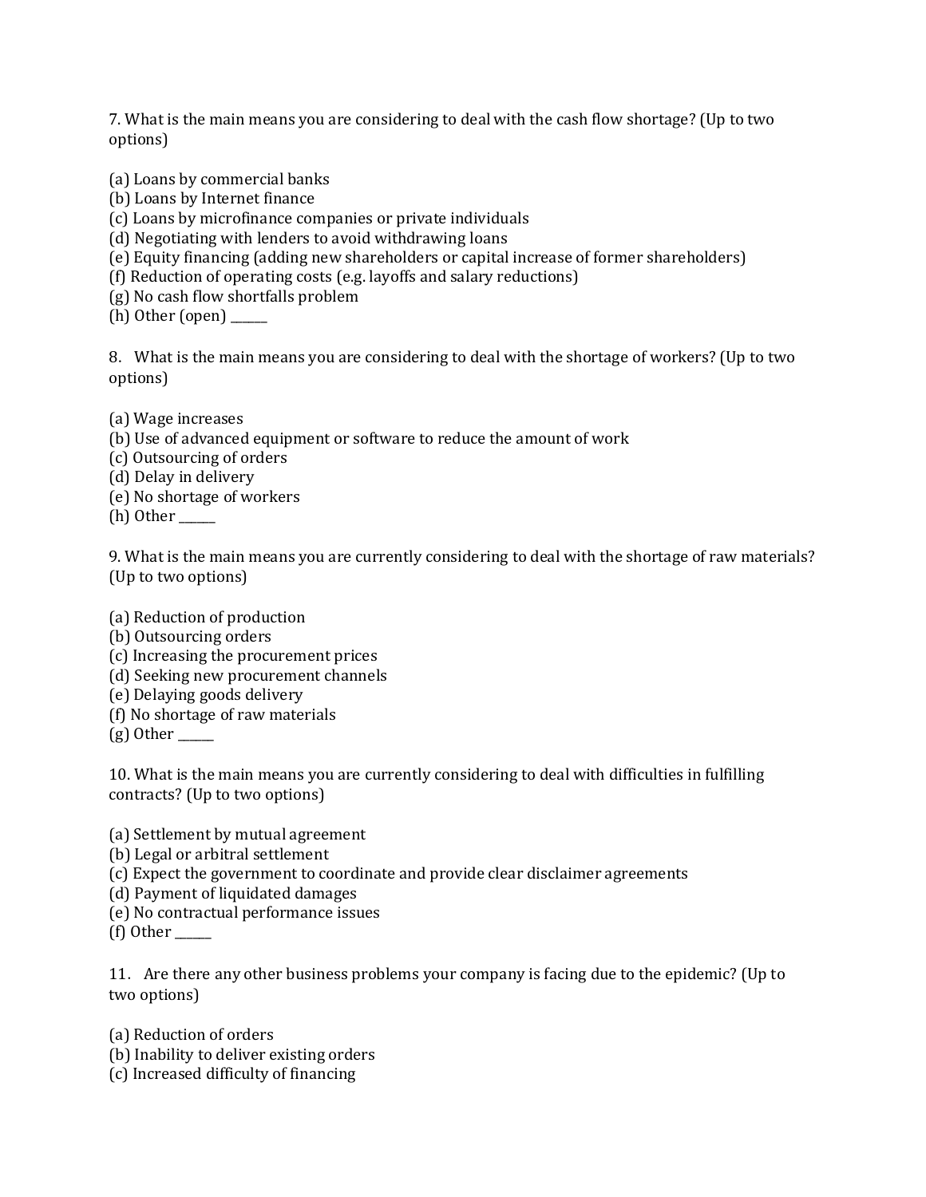7. What is the main means you are considering to deal with the cash flow shortage? (Up to two options)

(a) Loans by commercial banks
(b) Loans by Internet finance
(c) Loans by microfinance companies or private individuals
(d) Negotiating with lenders to avoid withdrawing loans
(e) Equity financing (adding new shareholders or capital increase of former shareholders)
(f) Reduction of operating costs (e.g. layoffs and salary reductions)
(g) No cash flow shortfalls problem
(h) Other (open) ______

8. What is the main means you are considering to deal with the shortage of workers? (Up to two options)

(a) Wage increases
(b) Use of advanced equipment or software to reduce the amount of work
(c) Outsourcing of orders
(d) Delay in delivery
(e) No shortage of workers
(h) Other ______

9. What is the main means you are currently considering to deal with the shortage of raw materials? (Up to two options)

(a) Reduction of production
(b) Outsourcing orders
(c) Increasing the procurement prices
(d) Seeking new procurement channels
(e) Delaying goods delivery
(f) No shortage of raw materials
(g) Other ______

10. What is the main means you are currently considering to deal with difficulties in fulfilling contracts? (Up to two options)

(a) Settlement by mutual agreement
(b) Legal or arbitral settlement
(c) Expect the government to coordinate and provide clear disclaimer agreements
(d) Payment of liquidated damages
(e) No contractual performance issues
(f) Other ______

11. Are there any other business problems your company is facing due to the epidemic? (Up to two options)

(a) Reduction of orders
(b) Inability to deliver existing orders
(c) Increased difficulty of financing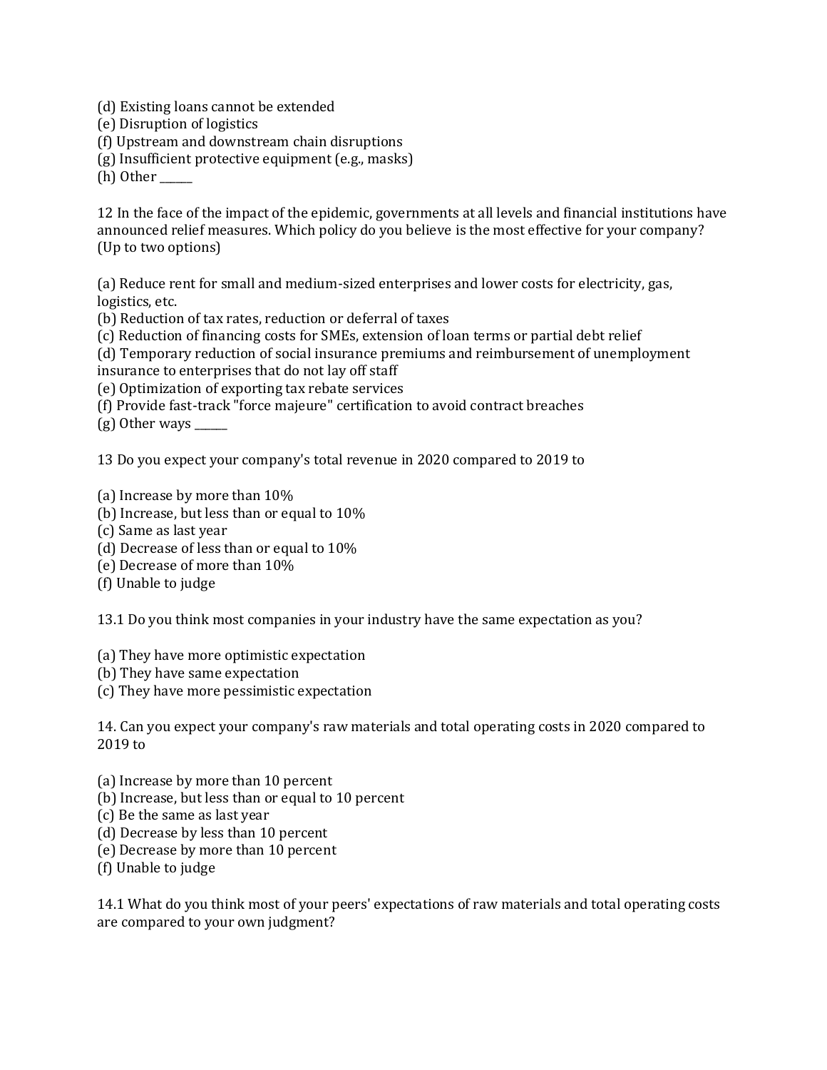(d) Existing loans cannot be extended
(e) Disruption of logistics
(f) Upstream and downstream chain disruptions
(g) Insufficient protective equipment (e.g., masks)
(h) Other ______

12 In the face of the impact of the epidemic, governments at all levels and financial institutions have announced relief measures. Which policy do you believe is the most effective for your company? (Up to two options)

(a) Reduce rent for small and medium-sized enterprises and lower costs for electricity, gas, logistics, etc.
(b) Reduction of tax rates, reduction or deferral of taxes
(c) Reduction of financing costs for SMEs, extension of loan terms or partial debt relief
(d) Temporary reduction of social insurance premiums and reimbursement of unemployment insurance to enterprises that do not lay off staff
(e) Optimization of exporting tax rebate services
(f) Provide fast-track "force majeure" certification to avoid contract breaches
(g) Other ways ______

13 Do you expect your company's total revenue in 2020 compared to 2019 to

(a) Increase by more than 10%
(b) Increase, but less than or equal to 10%
(c) Same as last year
(d) Decrease of less than or equal to 10%
(e) Decrease of more than 10%
(f) Unable to judge

13.1 Do you think most companies in your industry have the same expectation as you?

(a) They have more optimistic expectation
(b) They have same expectation
(c) They have more pessimistic expectation

14. Can you expect your company's raw materials and total operating costs in 2020 compared to 2019 to

(a) Increase by more than 10 percent
(b) Increase, but less than or equal to 10 percent
(c) Be the same as last year
(d) Decrease by less than 10 percent
(e) Decrease by more than 10 percent
(f) Unable to judge

14.1 What do you think most of your peers' expectations of raw materials and total operating costs are compared to your own judgment?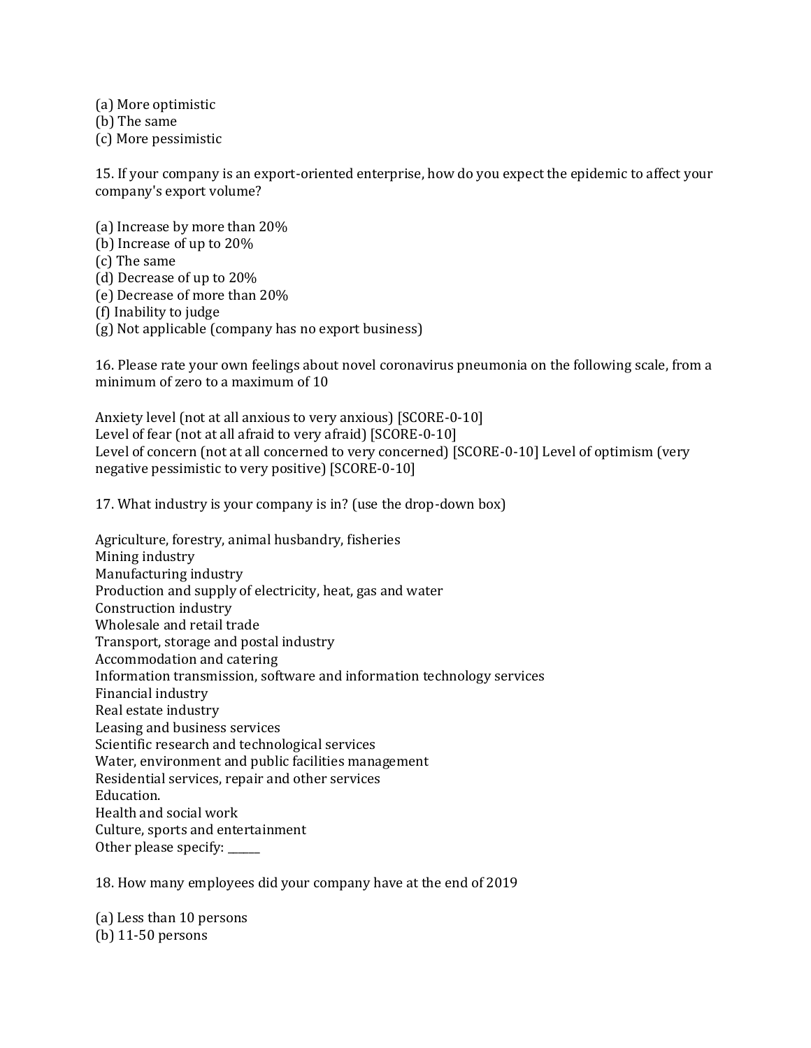(a) More optimistic
(b) The same
(c) More pessimistic

15. If your company is an export-oriented enterprise, how do you expect the epidemic to affect your company's export volume?

(a) Increase by more than 20%
(b) Increase of up to 20%
(c) The same
(d) Decrease of up to 20%
(e) Decrease of more than 20%
(f) Inability to judge
(g) Not applicable (company has no export business)

16. Please rate your own feelings about novel coronavirus pneumonia on the following scale, from a minimum of zero to a maximum of 10

Anxiety level (not at all anxious to very anxious) [SCORE-0-10]
Level of fear (not at all afraid to very afraid) [SCORE-0-10]
Level of concern (not at all concerned to very concerned) [SCORE-0-10] Level of optimism (very negative pessimistic to very positive) [SCORE-0-10]

17. What industry is your company is in? (use the drop-down box)

Agriculture, forestry, animal husbandry, fisheries
Mining industry
Manufacturing industry
Production and supply of electricity, heat, gas and water
Construction industry
Wholesale and retail trade
Transport, storage and postal industry
Accommodation and catering
Information transmission, software and information technology services
Financial industry
Real estate industry
Leasing and business services
Scientific research and technological services
Water, environment and public facilities management
Residential services, repair and other services
Education.
Health and social work
Culture, sports and entertainment
Other please specify: ______

18. How many employees did your company have at the end of 2019

(a) Less than 10 persons
(b) 11-50 persons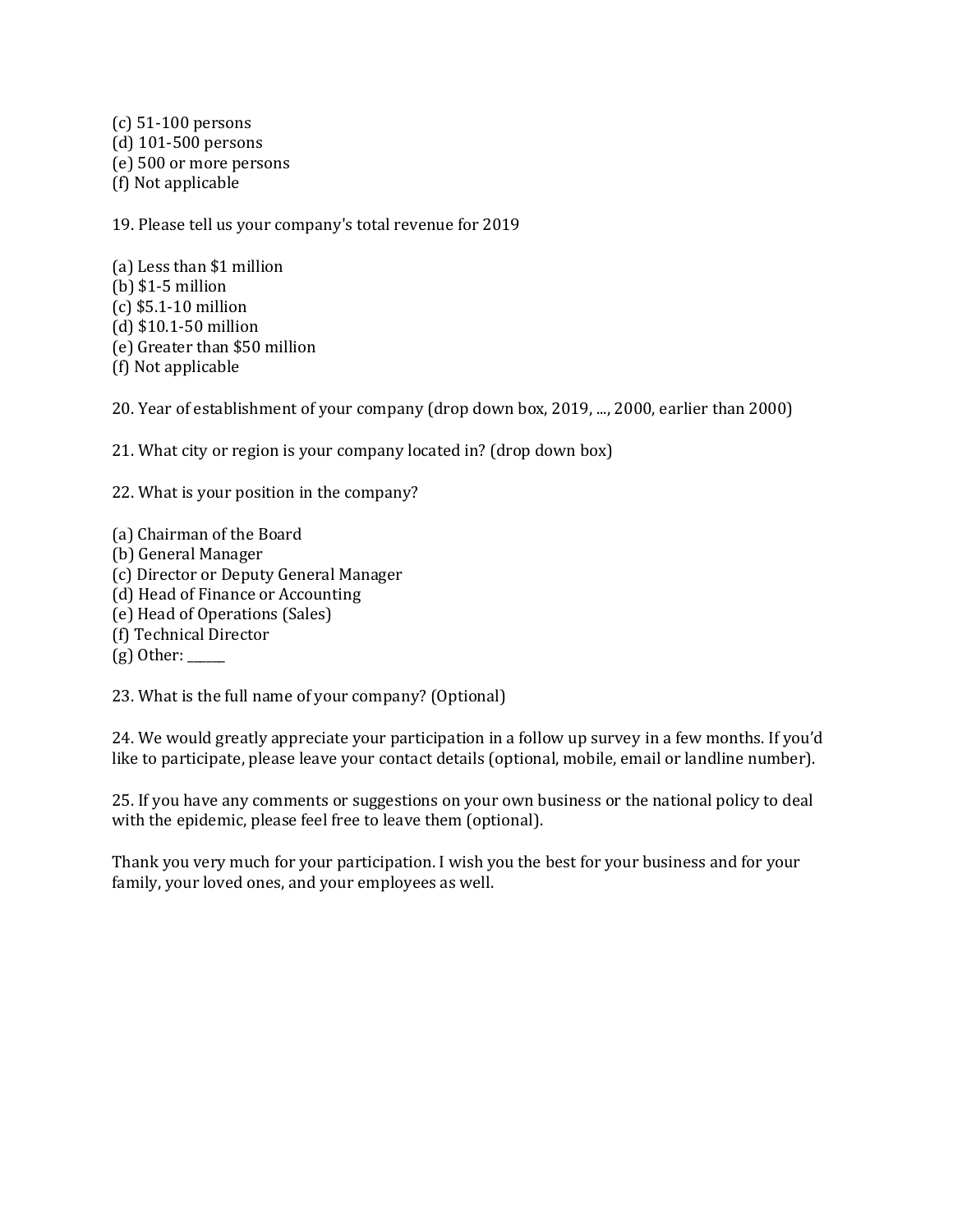(c) 51-100 persons  
(d) 101-500 persons  
(e) 500 or more persons  
(f) Not applicable

19. Please tell us your company's total revenue for 2019

(a) Less than $1 million  
(b) $1-5 million  
(c) $5.1-10 million  
(d) $10.1-50 million  
(e) Greater than $50 million  
(f) Not applicable

20. Year of establishment of your company (drop down box, 2019, ..., 2000, earlier than 2000)

21. What city or region is your company located in? (drop down box)

22. What is your position in the company?

(a) Chairman of the Board  
(b) General Manager  
(c) Director or Deputy General Manager  
(d) Head of Finance or Accounting  
(e) Head of Operations (Sales)  
(f) Technical Director  
(g) Other: ______

23. What is the full name of your company? (Optional)

24. We would greatly appreciate your participation in a follow up survey in a few months. If you'd like to participate, please leave your contact details (optional, mobile, email or landline number).

25. If you have any comments or suggestions on your own business or the national policy to deal with the epidemic, please feel free to leave them (optional).

Thank you very much for your participation. I wish you the best for your business and for your family, your loved ones, and your employees as well.